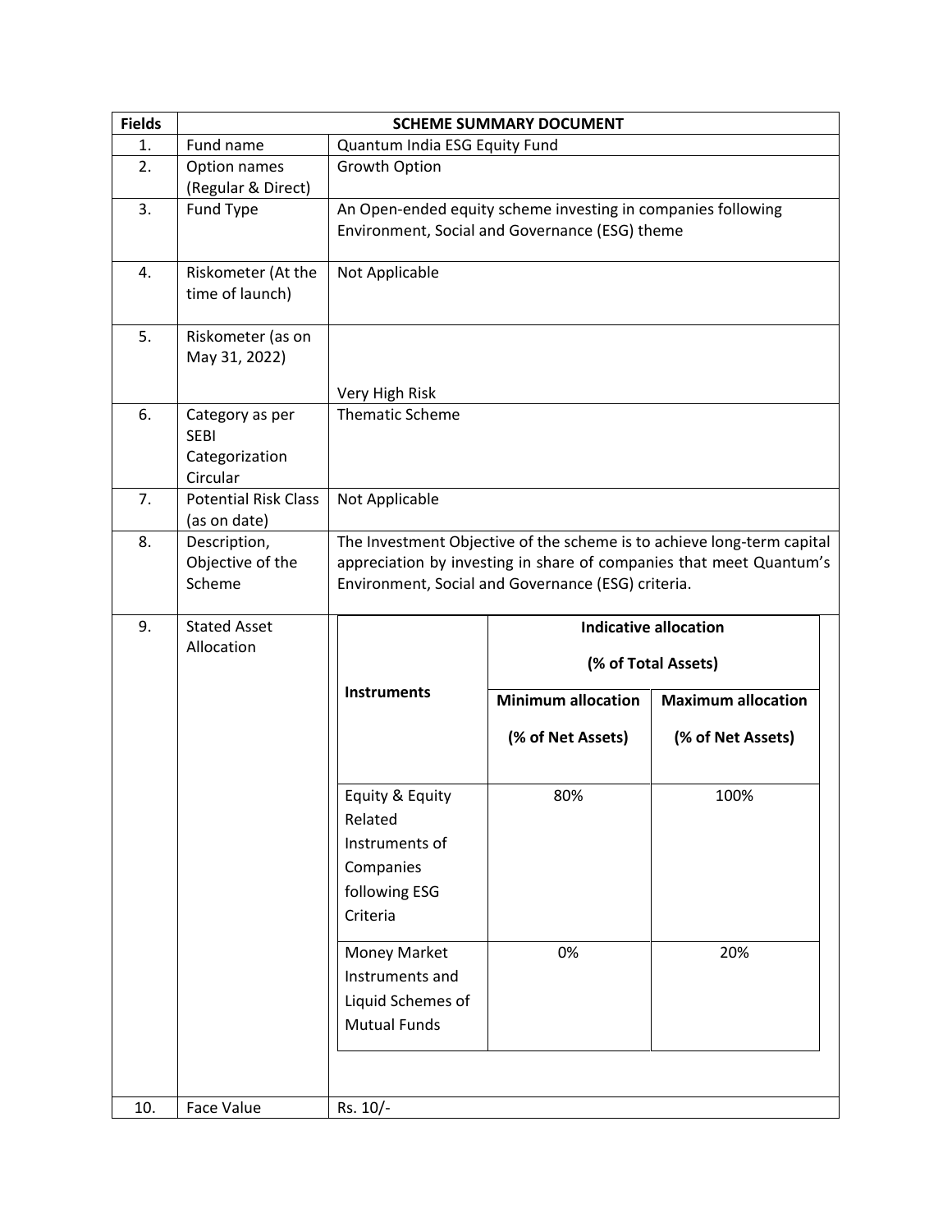| Fields | SCHEME SUMMARY DOCUMENT | |
|---|---|---|
| 1. | Fund name | Quantum India ESG Equity Fund |
| 2. | Option names (Regular & Direct) | Growth Option |
| 3. | Fund Type | An Open-ended equity scheme investing in companies following Environment, Social and Governance (ESG) theme |
| 4. | Riskometer (At the time of launch) | Not Applicable |
| 5. | Riskometer (as on May 31, 2022) | Very High Risk |
| 6. | Category as per SEBI Categorization Circular | Thematic Scheme |
| 7. | Potential Risk Class (as on date) | Not Applicable |
| 8. | Description, Objective of the Scheme | The Investment Objective of the scheme is to achieve long-term capital appreciation by investing in share of companies that meet Quantum's Environment, Social and Governance (ESG) criteria. |
| 9. | Stated Asset Allocation | See table below |
| 10. | Face Value | Rs. 10/- |

**Stated Asset Allocation**

| Instruments | Indicative allocation (% of Total Assets) | |
|---|---|---|
| | Minimum allocation (% of Net Assets) | Maximum allocation (% of Net Assets) |
| Equity & Equity Related Instruments of Companies following ESG Criteria | 80% | 100% |
| Money Market Instruments and Liquid Schemes of Mutual Funds | 0% | 20% |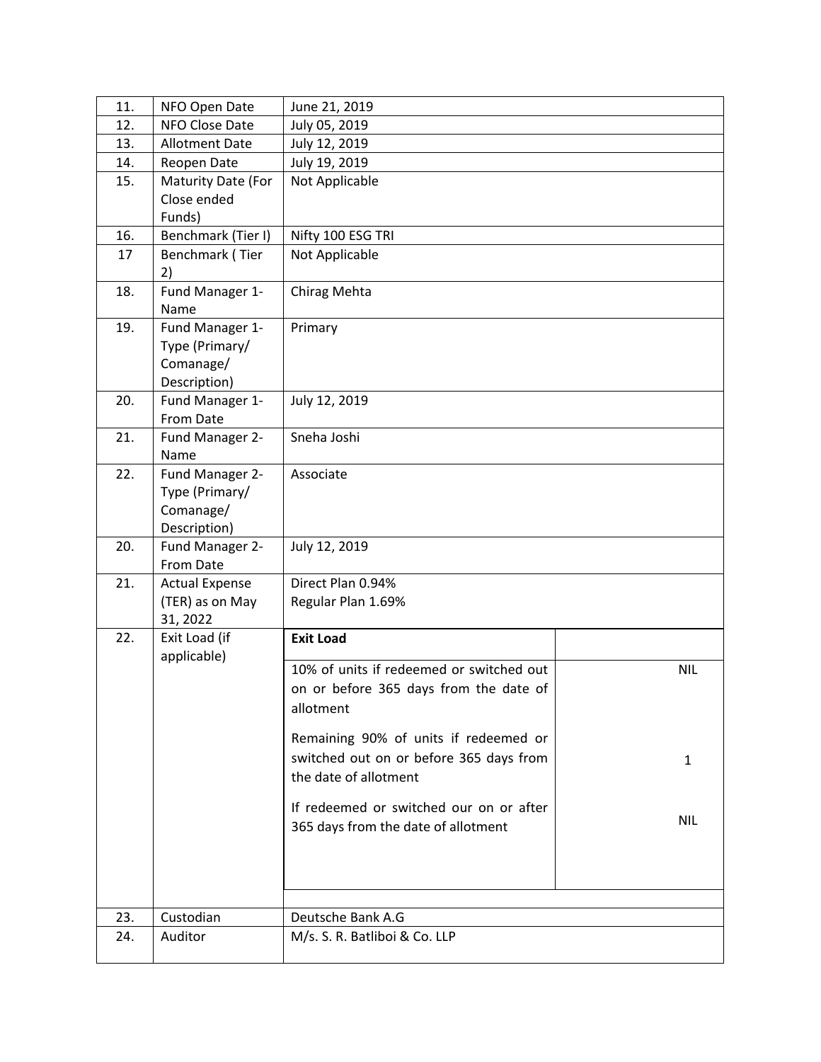| 11. | NFO Open Date | June 21, 2019 | |
|---|---|---|---|
| 12. | NFO Close Date | July 05, 2019 | |
| 13. | Allotment Date | July 12, 2019 | |
| 14. | Reopen Date | July 19, 2019 | |
| 15. | Maturity Date (For Close ended Funds) | Not Applicable | |
| 16. | Benchmark (Tier I) | Nifty 100 ESG TRI | |
| 17 | Benchmark ( Tier 2) | Not Applicable | |
| 18. | Fund Manager 1- Name | Chirag Mehta | |
| 19. | Fund Manager 1- Type (Primary/ Comanage/ Description) | Primary | |
| 20. | Fund Manager 1- From Date | July 12, 2019 | |
| 21. | Fund Manager 2- Name | Sneha Joshi | |
| 22. | Fund Manager 2- Type (Primary/ Comanage/ Description) | Associate | |
| 20. | Fund Manager 2- From Date | July 12, 2019 | |
| 21. | Actual Expense (TER) as on May 31, 2022 | Direct Plan 0.94%<br>Regular Plan 1.69% | |
| 22. | Exit Load (if applicable) | **Exit Load** | |
| | | 10% of units if redeemed or switched out on or before 365 days from the date of allotment | NIL |
| | | Remaining 90% of units if redeemed or switched out on or before 365 days from the date of allotment | 1 |
| | | If redeemed or switched our on or after 365 days from the date of allotment | NIL |
| 23. | Custodian | Deutsche Bank A.G | |
| 24. | Auditor | M/s. S. R. Batliboi & Co. LLP | |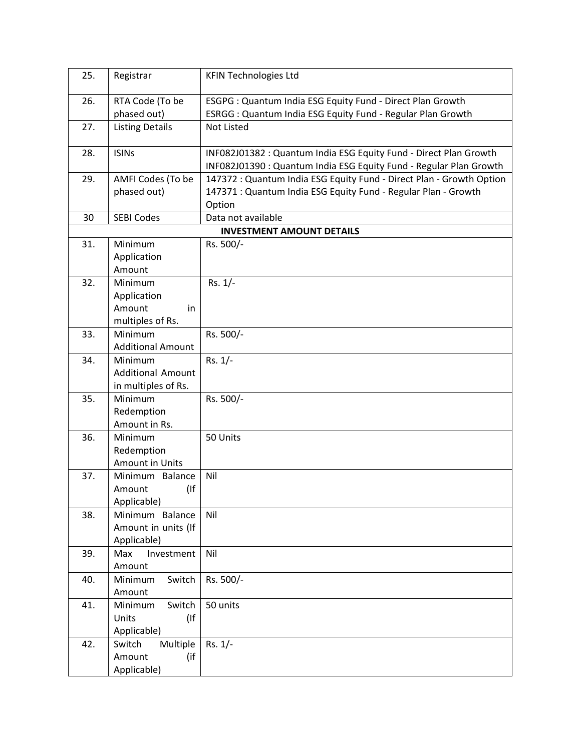| 25. | Registrar | KFIN Technologies Ltd |
|---|---|---|
| 26. | RTA Code (To be phased out) | ESGPG : Quantum India ESG Equity Fund - Direct Plan Growth<br>ESRGG : Quantum India ESG Equity Fund - Regular Plan Growth |
| 27. | Listing Details | Not Listed |
| 28. | ISINs | INF082J01382 : Quantum India ESG Equity Fund - Direct Plan Growth<br>INF082J01390 : Quantum India ESG Equity Fund - Regular Plan Growth |
| 29. | AMFI Codes (To be phased out) | 147372 : Quantum India ESG Equity Fund - Direct Plan - Growth Option<br>147371 : Quantum India ESG Equity Fund - Regular Plan - Growth Option |
| 30 | SEBI Codes | Data not available |
| | **INVESTMENT AMOUNT DETAILS** | |
| 31. | Minimum Application Amount | Rs. 500/- |
| 32. | Minimum Application Amount in multiples of Rs. | Rs. 1/- |
| 33. | Minimum Additional Amount | Rs. 500/- |
| 34. | Minimum Additional Amount in multiples of Rs. | Rs. 1/- |
| 35. | Minimum Redemption Amount in Rs. | Rs. 500/- |
| 36. | Minimum Redemption Amount in Units | 50 Units |
| 37. | Minimum Balance Amount (If Applicable) | Nil |
| 38. | Minimum Balance Amount in units (If Applicable) | Nil |
| 39. | Max Investment Amount | Nil |
| 40. | Minimum Switch Amount | Rs. 500/- |
| 41. | Minimum Switch Units (If Applicable) | 50 units |
| 42. | Switch Multiple Amount (if Applicable) | Rs. 1/- |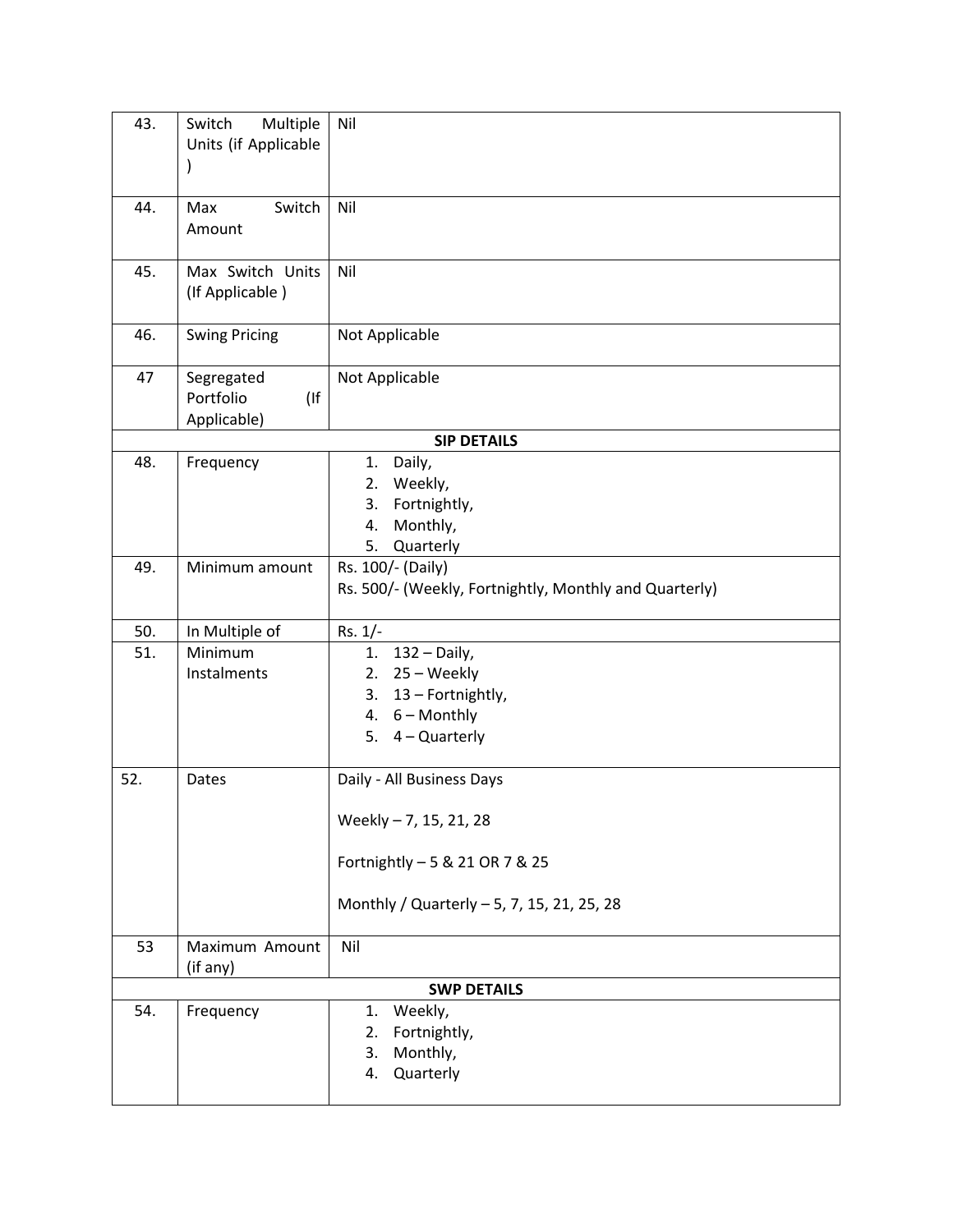| | | |
|---|---|---|
| 43. | Switch Multiple Units (if Applicable ) | Nil |
| 44. | Max Switch Amount | Nil |
| 45. | Max Switch Units (If Applicable ) | Nil |
| 46. | Swing Pricing | Not Applicable |
| 47 | Segregated Portfolio (If Applicable) | Not Applicable |
| **SIP DETAILS** | | |
| 48. | Frequency | 1. Daily,<br>2. Weekly,<br>3. Fortnightly,<br>4. Monthly,<br>5. Quarterly |
| 49. | Minimum amount | Rs. 100/- (Daily)<br>Rs. 500/- (Weekly, Fortnightly, Monthly and Quarterly) |
| 50. | In Multiple of | Rs. 1/- |
| 51. | Minimum Instalments | 1. 132 – Daily,<br>2. 25 – Weekly<br>3. 13 – Fortnightly,<br>4. 6 – Monthly<br>5. 4 – Quarterly |
| 52. | Dates | Daily - All Business Days<br><br>Weekly – 7, 15, 21, 28<br><br>Fortnightly – 5 & 21 OR 7 & 25<br><br>Monthly / Quarterly – 5, 7, 15, 21, 25, 28 |
| 53 | Maximum Amount (if any) | Nil |
| **SWP DETAILS** | | |
| 54. | Frequency | 1. Weekly,<br>2. Fortnightly,<br>3. Monthly,<br>4. Quarterly |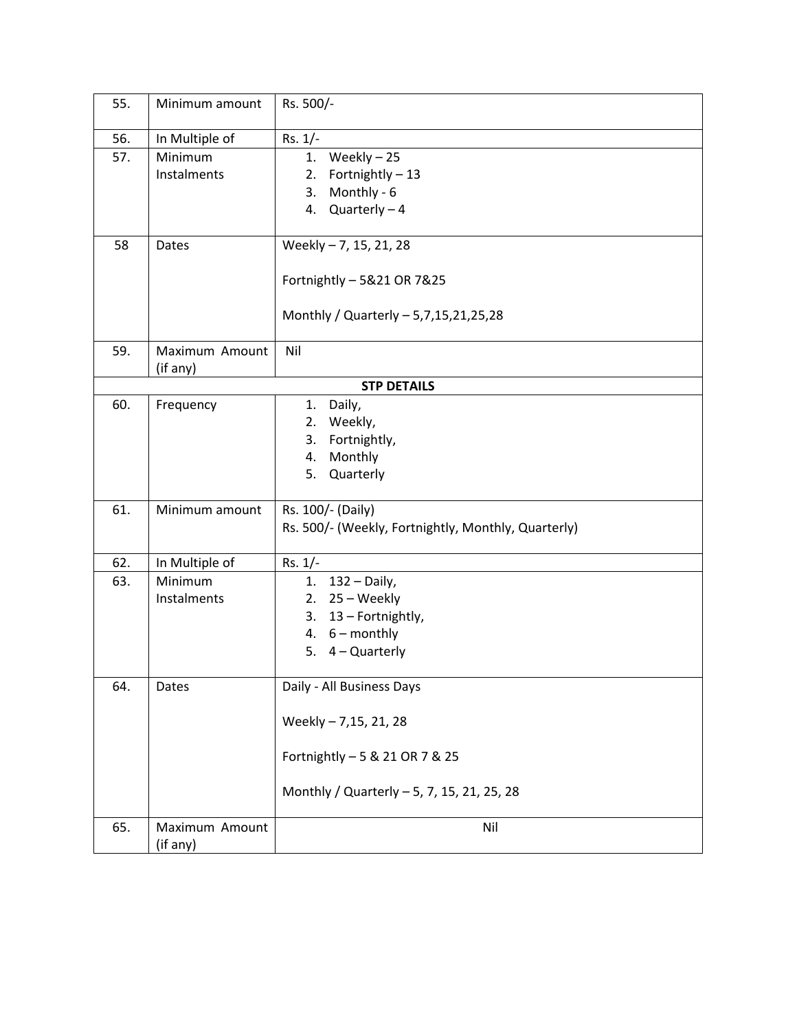| | | |
|---|---|---|
| 55. | Minimum amount | Rs. 500/- |
| 56. | In Multiple of | Rs. 1/- |
| 57. | Minimum Instalments | 1. Weekly – 25<br>2. Fortnightly – 13<br>3. Monthly - 6<br>4. Quarterly – 4 |
| 58 | Dates | Weekly – 7, 15, 21, 28<br><br>Fortnightly – 5&21 OR 7&25<br><br>Monthly / Quarterly – 5,7,15,21,25,28 |
| 59. | Maximum Amount (if any) | Nil |
| **STP DETAILS** | | |
| 60. | Frequency | 1. Daily,<br>2. Weekly,<br>3. Fortnightly,<br>4. Monthly<br>5. Quarterly |
| 61. | Minimum amount | Rs. 100/- (Daily)<br>Rs. 500/- (Weekly, Fortnightly, Monthly, Quarterly) |
| 62. | In Multiple of | Rs. 1/- |
| 63. | Minimum Instalments | 1. 132 – Daily,<br>2. 25 – Weekly<br>3. 13 – Fortnightly,<br>4. 6 – monthly<br>5. 4 – Quarterly |
| 64. | Dates | Daily - All Business Days<br><br>Weekly – 7,15, 21, 28<br><br>Fortnightly – 5 & 21 OR 7 & 25<br><br>Monthly / Quarterly – 5, 7, 15, 21, 25, 28 |
| 65. | Maximum Amount (if any) | Nil |